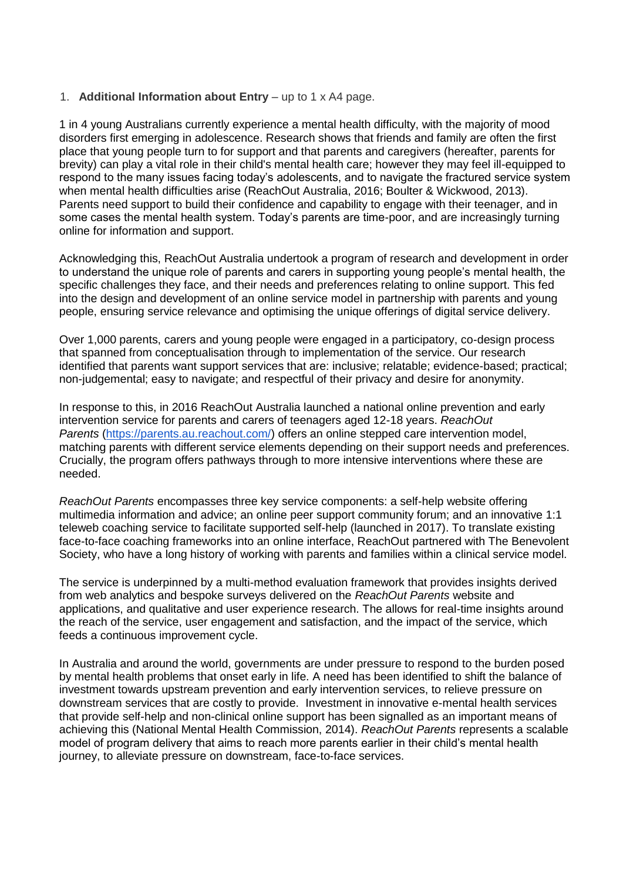1. **Additional Information about Entry** – up to 1 x A4 page.

1 in 4 young Australians currently experience a mental health difficulty, with the majority of mood disorders first emerging in adolescence. Research shows that friends and family are often the first place that young people turn to for support and that parents and caregivers (hereafter, parents for brevity) can play a vital role in their child's mental health care; however they may feel ill-equipped to respond to the many issues facing today's adolescents, and to navigate the fractured service system when mental health difficulties arise (ReachOut Australia, 2016; Boulter & Wickwood, 2013). Parents need support to build their confidence and capability to engage with their teenager, and in some cases the mental health system. Today's parents are time-poor, and are increasingly turning online for information and support.

Acknowledging this, ReachOut Australia undertook a program of research and development in order to understand the unique role of parents and carers in supporting young people's mental health, the specific challenges they face, and their needs and preferences relating to online support. This fed into the design and development of an online service model in partnership with parents and young people, ensuring service relevance and optimising the unique offerings of digital service delivery.

Over 1,000 parents, carers and young people were engaged in a participatory, co-design process that spanned from conceptualisation through to implementation of the service. Our research identified that parents want support services that are: inclusive; relatable; evidence-based; practical; non-judgemental; easy to navigate; and respectful of their privacy and desire for anonymity.

In response to this, in 2016 ReachOut Australia launched a national online prevention and early intervention service for parents and carers of teenagers aged 12-18 years. *ReachOut Parents* (https://parents.au.reachout.com/) offers an online stepped care intervention model, matching parents with different service elements depending on their support needs and preferences. Crucially, the program offers pathways through to more intensive interventions where these are needed.

*ReachOut Parents* encompasses three key service components: a self-help website offering multimedia information and advice; an online peer support community forum; and an innovative 1:1 teleweb coaching service to facilitate supported self-help (launched in 2017). To translate existing face-to-face coaching frameworks into an online interface, ReachOut partnered with The Benevolent Society, who have a long history of working with parents and families within a clinical service model.

The service is underpinned by a multi-method evaluation framework that provides insights derived from web analytics and bespoke surveys delivered on the *ReachOut Parents* website and applications, and qualitative and user experience research. The allows for real-time insights around the reach of the service, user engagement and satisfaction, and the impact of the service, which feeds a continuous improvement cycle.

In Australia and around the world, governments are under pressure to respond to the burden posed by mental health problems that onset early in life. A need has been identified to shift the balance of investment towards upstream prevention and early intervention services, to relieve pressure on downstream services that are costly to provide. Investment in innovative e-mental health services that provide self-help and non-clinical online support has been signalled as an important means of achieving this (National Mental Health Commission, 2014). *ReachOut Parents* represents a scalable model of program delivery that aims to reach more parents earlier in their child's mental health journey, to alleviate pressure on downstream, face-to-face services.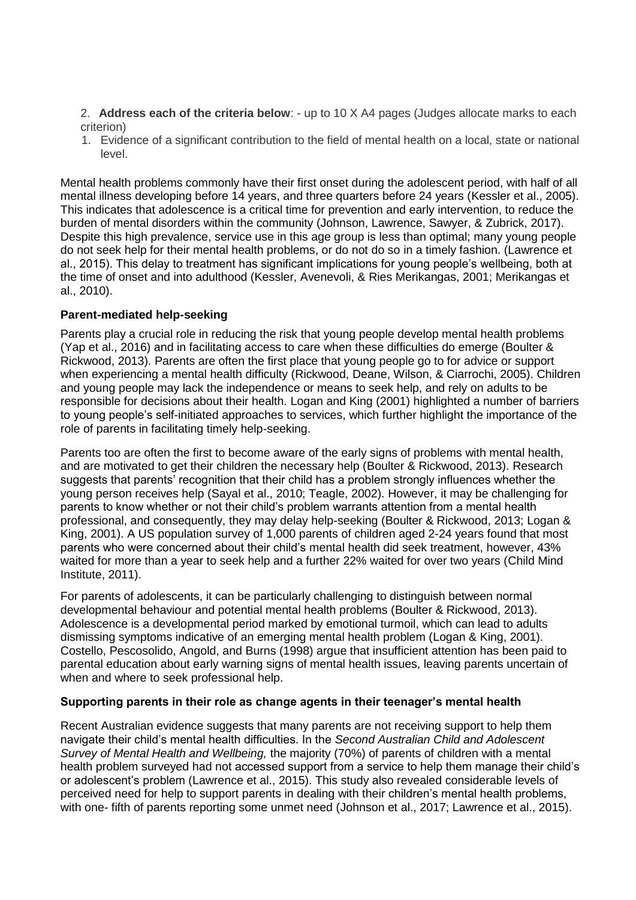2. **Address each of the criteria below**: - up to 10 X A4 pages (Judges allocate marks to each criterion)

1. Evidence of a significant contribution to the field of mental health on a local, state or national level.

Mental health problems commonly have their first onset during the adolescent period, with half of all mental illness developing before 14 years, and three quarters before 24 years (Kessler et al., 2005). This indicates that adolescence is a critical time for prevention and early intervention, to reduce the burden of mental disorders within the community (Johnson, Lawrence, Sawyer, & Zubrick, 2017). Despite this high prevalence, service use in this age group is less than optimal; many young people do not seek help for their mental health problems, or do not do so in a timely fashion. (Lawrence et al., 2015). This delay to treatment has significant implications for young people's wellbeing, both at the time of onset and into adulthood (Kessler, Avenevoli, & Ries Merikangas, 2001; Merikangas et al., 2010).

**Parent-mediated help-seeking**

Parents play a crucial role in reducing the risk that young people develop mental health problems (Yap et al., 2016) and in facilitating access to care when these difficulties do emerge (Boulter & Rickwood, 2013). Parents are often the first place that young people go to for advice or support when experiencing a mental health difficulty (Rickwood, Deane, Wilson, & Ciarrochi, 2005). Children and young people may lack the independence or means to seek help, and rely on adults to be responsible for decisions about their health. Logan and King (2001) highlighted a number of barriers to young people's self-initiated approaches to services, which further highlight the importance of the role of parents in facilitating timely help-seeking.

Parents too are often the first to become aware of the early signs of problems with mental health, and are motivated to get their children the necessary help (Boulter & Rickwood, 2013). Research suggests that parents' recognition that their child has a problem strongly influences whether the young person receives help (Sayal et al., 2010; Teagle, 2002). However, it may be challenging for parents to know whether or not their child's problem warrants attention from a mental health professional, and consequently, they may delay help-seeking (Boulter & Rickwood, 2013; Logan & King, 2001). A US population survey of 1,000 parents of children aged 2-24 years found that most parents who were concerned about their child's mental health did seek treatment, however, 43% waited for more than a year to seek help and a further 22% waited for over two years (Child Mind Institute, 2011).

For parents of adolescents, it can be particularly challenging to distinguish between normal developmental behaviour and potential mental health problems (Boulter & Rickwood, 2013). Adolescence is a developmental period marked by emotional turmoil, which can lead to adults dismissing symptoms indicative of an emerging mental health problem (Logan & King, 2001). Costello, Pescosolido, Angold, and Burns (1998) argue that insufficient attention has been paid to parental education about early warning signs of mental health issues, leaving parents uncertain of when and where to seek professional help.

**Supporting parents in their role as change agents in their teenager's mental health**

Recent Australian evidence suggests that many parents are not receiving support to help them navigate their child's mental health difficulties. In the *Second Australian Child and Adolescent Survey of Mental Health and Wellbeing,* the majority (70%) of parents of children with a mental health problem surveyed had not accessed support from a service to help them manage their child's or adolescent's problem (Lawrence et al., 2015). This study also revealed considerable levels of perceived need for help to support parents in dealing with their children's mental health problems, with one- fifth of parents reporting some unmet need (Johnson et al., 2017; Lawrence et al., 2015).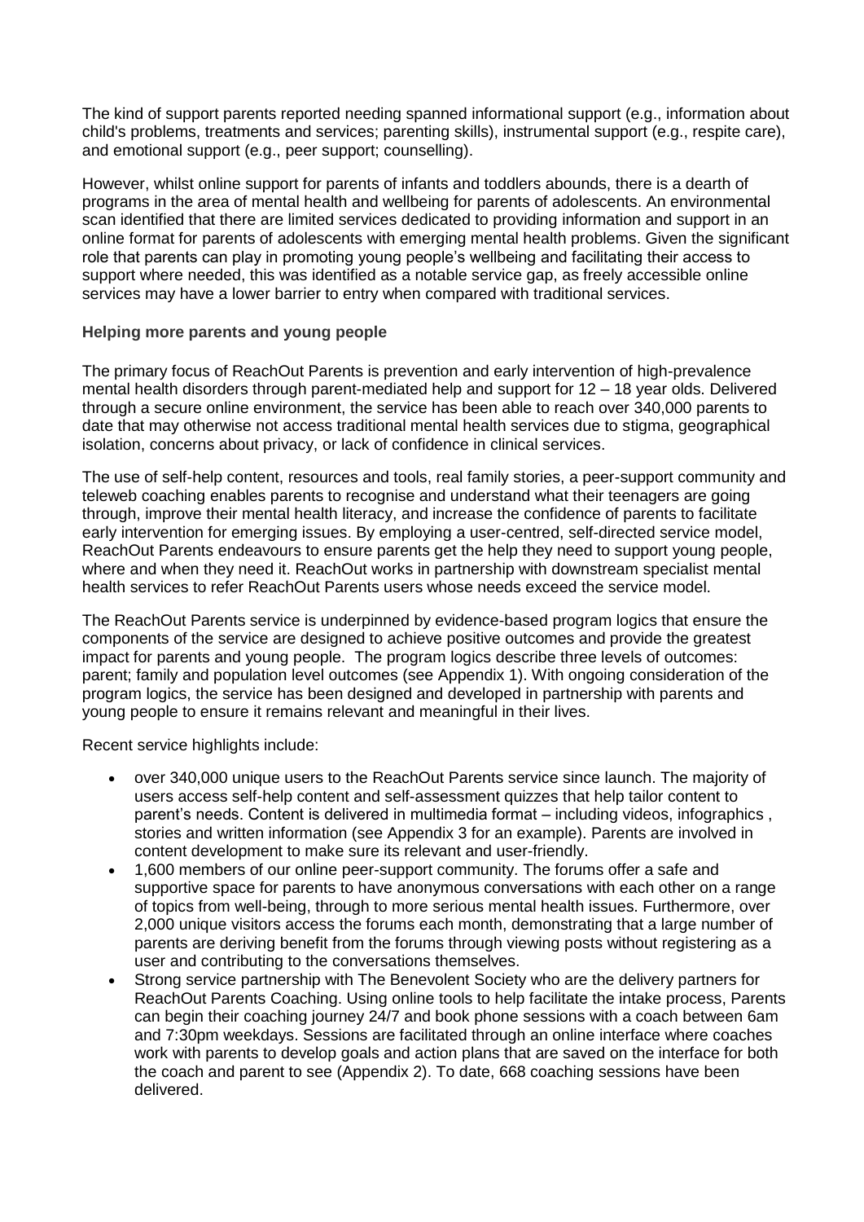The kind of support parents reported needing spanned informational support (e.g., information about child's problems, treatments and services; parenting skills), instrumental support (e.g., respite care), and emotional support (e.g., peer support; counselling).

However, whilst online support for parents of infants and toddlers abounds, there is a dearth of programs in the area of mental health and wellbeing for parents of adolescents. An environmental scan identified that there are limited services dedicated to providing information and support in an online format for parents of adolescents with emerging mental health problems. Given the significant role that parents can play in promoting young people's wellbeing and facilitating their access to support where needed, this was identified as a notable service gap, as freely accessible online services may have a lower barrier to entry when compared with traditional services.

**Helping more parents and young people**

The primary focus of ReachOut Parents is prevention and early intervention of high-prevalence mental health disorders through parent-mediated help and support for 12 – 18 year olds. Delivered through a secure online environment, the service has been able to reach over 340,000 parents to date that may otherwise not access traditional mental health services due to stigma, geographical isolation, concerns about privacy, or lack of confidence in clinical services.

The use of self-help content, resources and tools, real family stories, a peer-support community and teleweb coaching enables parents to recognise and understand what their teenagers are going through, improve their mental health literacy, and increase the confidence of parents to facilitate early intervention for emerging issues. By employing a user-centred, self-directed service model, ReachOut Parents endeavours to ensure parents get the help they need to support young people, where and when they need it. ReachOut works in partnership with downstream specialist mental health services to refer ReachOut Parents users whose needs exceed the service model.

The ReachOut Parents service is underpinned by evidence-based program logics that ensure the components of the service are designed to achieve positive outcomes and provide the greatest impact for parents and young people. The program logics describe three levels of outcomes: parent; family and population level outcomes (see Appendix 1). With ongoing consideration of the program logics, the service has been designed and developed in partnership with parents and young people to ensure it remains relevant and meaningful in their lives.

Recent service highlights include:

- over 340,000 unique users to the ReachOut Parents service since launch. The majority of users access self-help content and self-assessment quizzes that help tailor content to parent's needs. Content is delivered in multimedia format – including videos, infographics , stories and written information (see Appendix 3 for an example). Parents are involved in content development to make sure its relevant and user-friendly.
- 1,600 members of our online peer-support community. The forums offer a safe and supportive space for parents to have anonymous conversations with each other on a range of topics from well-being, through to more serious mental health issues. Furthermore, over 2,000 unique visitors access the forums each month, demonstrating that a large number of parents are deriving benefit from the forums through viewing posts without registering as a user and contributing to the conversations themselves.
- Strong service partnership with The Benevolent Society who are the delivery partners for ReachOut Parents Coaching. Using online tools to help facilitate the intake process, Parents can begin their coaching journey 24/7 and book phone sessions with a coach between 6am and 7:30pm weekdays. Sessions are facilitated through an online interface where coaches work with parents to develop goals and action plans that are saved on the interface for both the coach and parent to see (Appendix 2). To date, 668 coaching sessions have been delivered.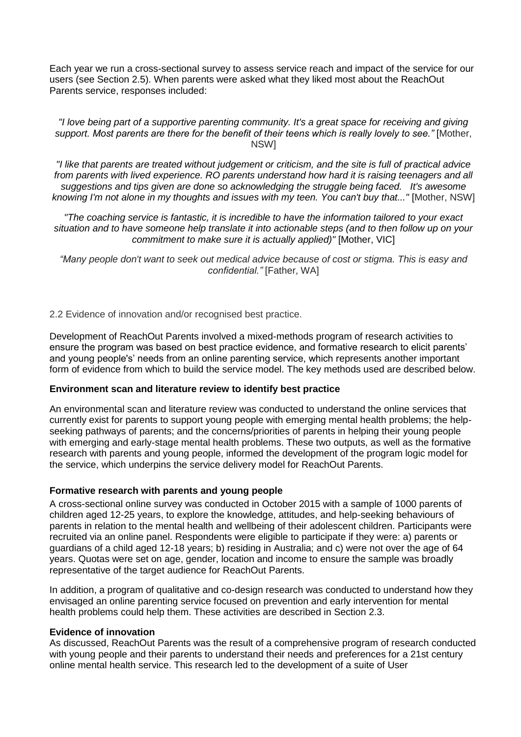Each year we run a cross-sectional survey to assess service reach and impact of the service for our users (see Section 2.5). When parents were asked what they liked most about the ReachOut Parents service, responses included:

*"I love being part of a supportive parenting community. It's a great space for receiving and giving support. Most parents are there for the benefit of their teens which is really lovely to see."* [Mother, NSW]

*"I like that parents are treated without judgement or criticism, and the site is full of practical advice from parents with lived experience. RO parents understand how hard it is raising teenagers and all suggestions and tips given are done so acknowledging the struggle being faced. It's awesome knowing I'm not alone in my thoughts and issues with my teen. You can't buy that..."* [Mother, NSW]

*"The coaching service is fantastic, it is incredible to have the information tailored to your exact situation and to have someone help translate it into actionable steps (and to then follow up on your commitment to make sure it is actually applied)"* [Mother, VIC]

*"Many people don't want to seek out medical advice because of cost or stigma. This is easy and confidential."* [Father, WA]

## 2.2 Evidence of innovation and/or recognised best practice.

Development of ReachOut Parents involved a mixed-methods program of research activities to ensure the program was based on best practice evidence, and formative research to elicit parents' and young people's' needs from an online parenting service, which represents another important form of evidence from which to build the service model. The key methods used are described below.

**Environment scan and literature review to identify best practice**

An environmental scan and literature review was conducted to understand the online services that currently exist for parents to support young people with emerging mental health problems; the help-seeking pathways of parents; and the concerns/priorities of parents in helping their young people with emerging and early-stage mental health problems. These two outputs, as well as the formative research with parents and young people, informed the development of the program logic model for the service, which underpins the service delivery model for ReachOut Parents.

**Formative research with parents and young people**

A cross-sectional online survey was conducted in October 2015 with a sample of 1000 parents of children aged 12-25 years, to explore the knowledge, attitudes, and help-seeking behaviours of parents in relation to the mental health and wellbeing of their adolescent children. Participants were recruited via an online panel. Respondents were eligible to participate if they were: a) parents or guardians of a child aged 12-18 years; b) residing in Australia; and c) were not over the age of 64 years. Quotas were set on age, gender, location and income to ensure the sample was broadly representative of the target audience for ReachOut Parents.

In addition, a program of qualitative and co-design research was conducted to understand how they envisaged an online parenting service focused on prevention and early intervention for mental health problems could help them. These activities are described in Section 2.3.

**Evidence of innovation**

As discussed, ReachOut Parents was the result of a comprehensive program of research conducted with young people and their parents to understand their needs and preferences for a 21st century online mental health service. This research led to the development of a suite of User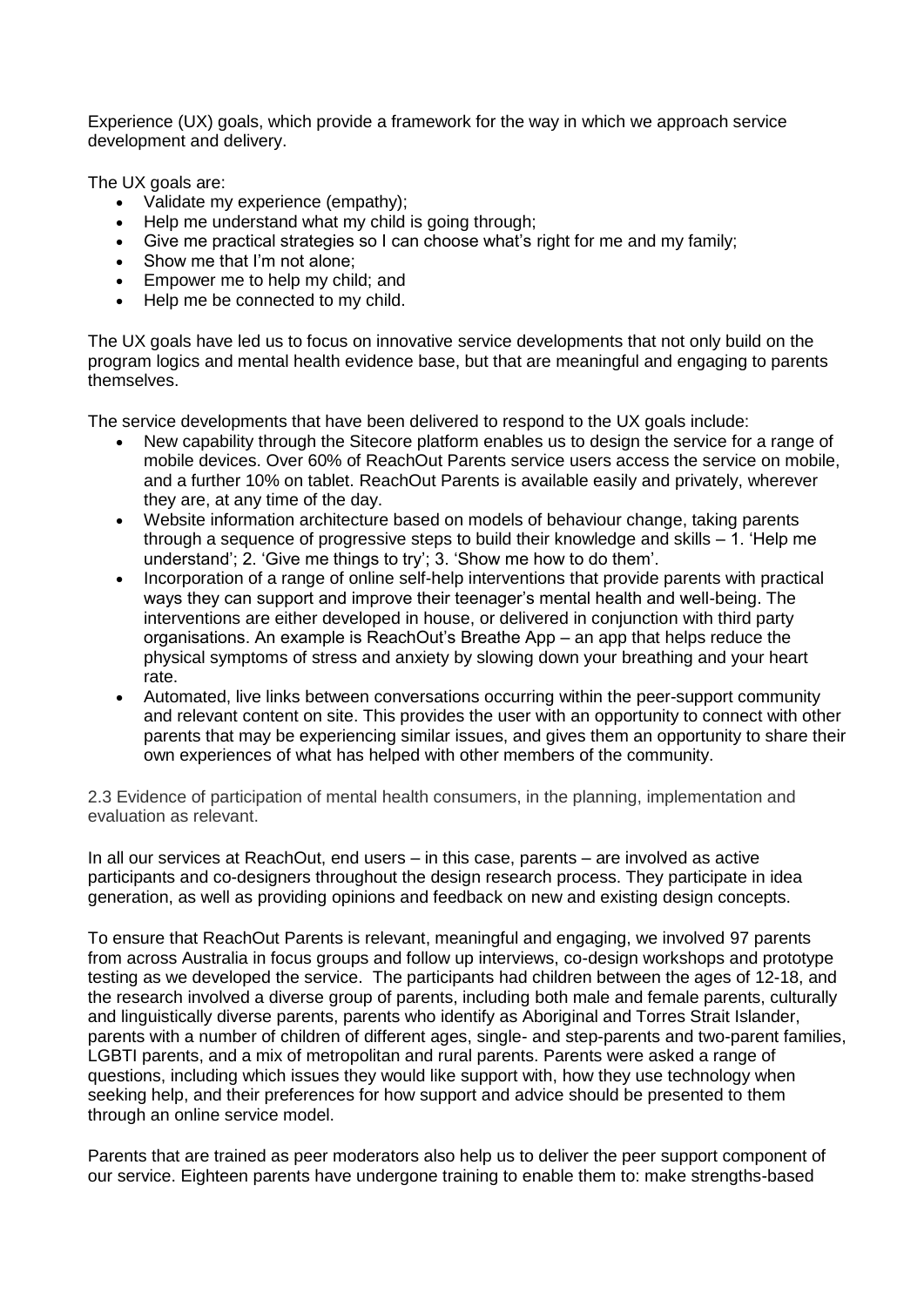Experience (UX) goals, which provide a framework for the way in which we approach service development and delivery.

The UX goals are:

- Validate my experience (empathy);
- Help me understand what my child is going through;
- Give me practical strategies so I can choose what's right for me and my family;
- Show me that I'm not alone;
- Empower me to help my child; and
- Help me be connected to my child.

The UX goals have led us to focus on innovative service developments that not only build on the program logics and mental health evidence base, but that are meaningful and engaging to parents themselves.

The service developments that have been delivered to respond to the UX goals include:

- New capability through the Sitecore platform enables us to design the service for a range of mobile devices. Over 60% of ReachOut Parents service users access the service on mobile, and a further 10% on tablet. ReachOut Parents is available easily and privately, wherever they are, at any time of the day.
- Website information architecture based on models of behaviour change, taking parents through a sequence of progressive steps to build their knowledge and skills – 1. 'Help me understand'; 2. 'Give me things to try'; 3. 'Show me how to do them'.
- Incorporation of a range of online self-help interventions that provide parents with practical ways they can support and improve their teenager's mental health and well-being. The interventions are either developed in house, or delivered in conjunction with third party organisations. An example is ReachOut's Breathe App – an app that helps reduce the physical symptoms of stress and anxiety by slowing down your breathing and your heart rate.
- Automated, live links between conversations occurring within the peer-support community and relevant content on site. This provides the user with an opportunity to connect with other parents that may be experiencing similar issues, and gives them an opportunity to share their own experiences of what has helped with other members of the community.

2.3 Evidence of participation of mental health consumers, in the planning, implementation and evaluation as relevant.

In all our services at ReachOut, end users – in this case, parents – are involved as active participants and co-designers throughout the design research process. They participate in idea generation, as well as providing opinions and feedback on new and existing design concepts.

To ensure that ReachOut Parents is relevant, meaningful and engaging, we involved 97 parents from across Australia in focus groups and follow up interviews, co-design workshops and prototype testing as we developed the service. The participants had children between the ages of 12-18, and the research involved a diverse group of parents, including both male and female parents, culturally and linguistically diverse parents, parents who identify as Aboriginal and Torres Strait Islander, parents with a number of children of different ages, single- and step-parents and two-parent families, LGBTI parents, and a mix of metropolitan and rural parents. Parents were asked a range of questions, including which issues they would like support with, how they use technology when seeking help, and their preferences for how support and advice should be presented to them through an online service model.

Parents that are trained as peer moderators also help us to deliver the peer support component of our service. Eighteen parents have undergone training to enable them to: make strengths-based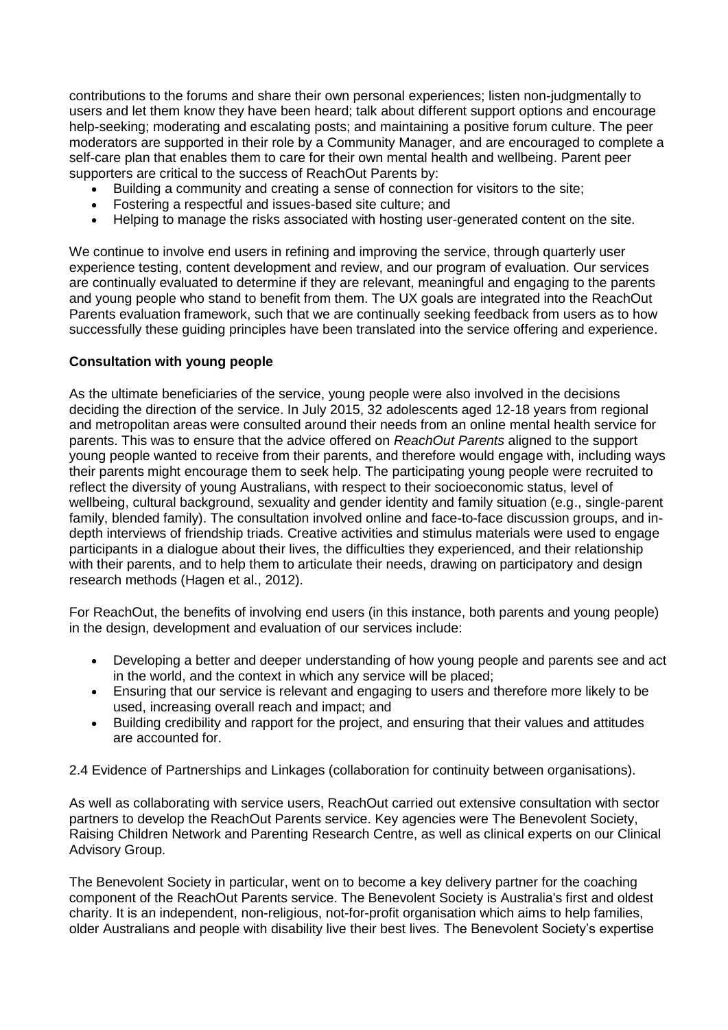contributions to the forums and share their own personal experiences; listen non-judgmentally to users and let them know they have been heard; talk about different support options and encourage help-seeking; moderating and escalating posts; and maintaining a positive forum culture. The peer moderators are supported in their role by a Community Manager, and are encouraged to complete a self-care plan that enables them to care for their own mental health and wellbeing. Parent peer supporters are critical to the success of ReachOut Parents by:

- Building a community and creating a sense of connection for visitors to the site;
- Fostering a respectful and issues-based site culture; and
- Helping to manage the risks associated with hosting user-generated content on the site.

We continue to involve end users in refining and improving the service, through quarterly user experience testing, content development and review, and our program of evaluation. Our services are continually evaluated to determine if they are relevant, meaningful and engaging to the parents and young people who stand to benefit from them. The UX goals are integrated into the ReachOut Parents evaluation framework, such that we are continually seeking feedback from users as to how successfully these guiding principles have been translated into the service offering and experience.

**Consultation with young people**

As the ultimate beneficiaries of the service, young people were also involved in the decisions deciding the direction of the service. In July 2015, 32 adolescents aged 12-18 years from regional and metropolitan areas were consulted around their needs from an online mental health service for parents. This was to ensure that the advice offered on *ReachOut Parents* aligned to the support young people wanted to receive from their parents, and therefore would engage with, including ways their parents might encourage them to seek help. The participating young people were recruited to reflect the diversity of young Australians, with respect to their socioeconomic status, level of wellbeing, cultural background, sexuality and gender identity and family situation (e.g., single-parent family, blended family). The consultation involved online and face-to-face discussion groups, and in-depth interviews of friendship triads. Creative activities and stimulus materials were used to engage participants in a dialogue about their lives, the difficulties they experienced, and their relationship with their parents, and to help them to articulate their needs, drawing on participatory and design research methods (Hagen et al., 2012).

For ReachOut, the benefits of involving end users (in this instance, both parents and young people) in the design, development and evaluation of our services include:

- Developing a better and deeper understanding of how young people and parents see and act in the world, and the context in which any service will be placed;
- Ensuring that our service is relevant and engaging to users and therefore more likely to be used, increasing overall reach and impact; and
- Building credibility and rapport for the project, and ensuring that their values and attitudes are accounted for.

2.4 Evidence of Partnerships and Linkages (collaboration for continuity between organisations).

As well as collaborating with service users, ReachOut carried out extensive consultation with sector partners to develop the ReachOut Parents service. Key agencies were The Benevolent Society, Raising Children Network and Parenting Research Centre, as well as clinical experts on our Clinical Advisory Group.

The Benevolent Society in particular, went on to become a key delivery partner for the coaching component of the ReachOut Parents service. The Benevolent Society is Australia's first and oldest charity. It is an independent, non-religious, not-for-profit organisation which aims to help families, older Australians and people with disability live their best lives. The Benevolent Society's expertise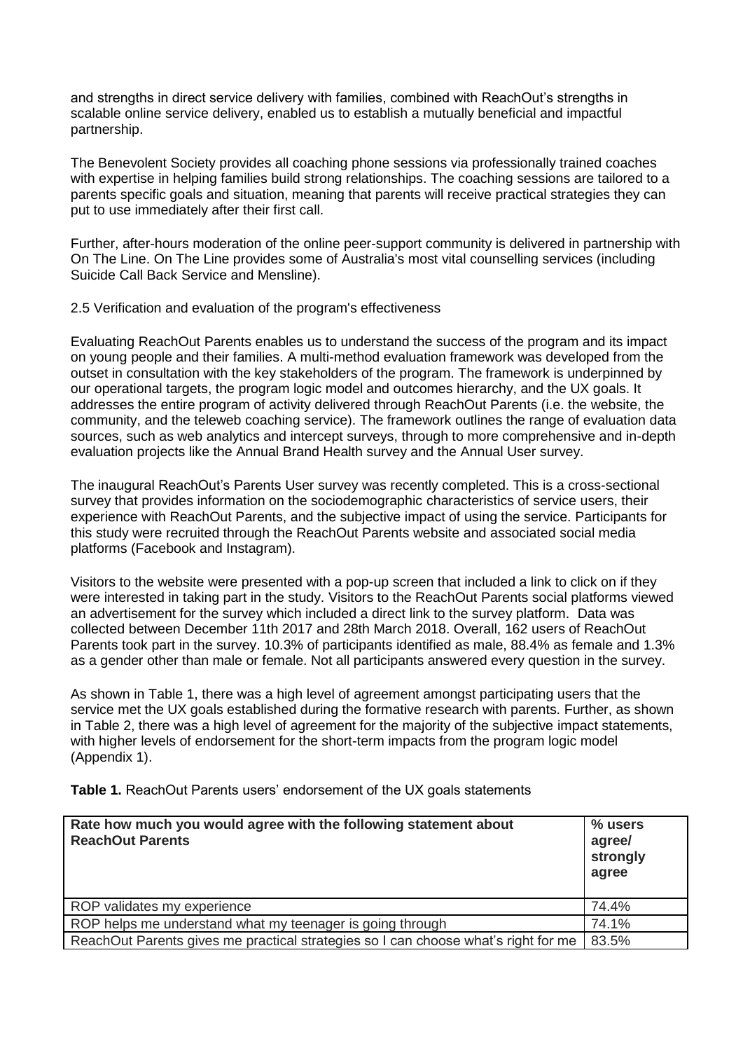and strengths in direct service delivery with families, combined with ReachOut's strengths in scalable online service delivery, enabled us to establish a mutually beneficial and impactful partnership.

The Benevolent Society provides all coaching phone sessions via professionally trained coaches with expertise in helping families build strong relationships. The coaching sessions are tailored to a parents specific goals and situation, meaning that parents will receive practical strategies they can put to use immediately after their first call.

Further, after-hours moderation of the online peer-support community is delivered in partnership with On The Line. On The Line provides some of Australia's most vital counselling services (including Suicide Call Back Service and Mensline).

## 2.5 Verification and evaluation of the program's effectiveness

Evaluating ReachOut Parents enables us to understand the success of the program and its impact on young people and their families. A multi-method evaluation framework was developed from the outset in consultation with the key stakeholders of the program. The framework is underpinned by our operational targets, the program logic model and outcomes hierarchy, and the UX goals. It addresses the entire program of activity delivered through ReachOut Parents (i.e. the website, the community, and the teleweb coaching service). The framework outlines the range of evaluation data sources, such as web analytics and intercept surveys, through to more comprehensive and in-depth evaluation projects like the Annual Brand Health survey and the Annual User survey.

The inaugural ReachOut's Parents User survey was recently completed. This is a cross-sectional survey that provides information on the sociodemographic characteristics of service users, their experience with ReachOut Parents, and the subjective impact of using the service. Participants for this study were recruited through the ReachOut Parents website and associated social media platforms (Facebook and Instagram).

Visitors to the website were presented with a pop-up screen that included a link to click on if they were interested in taking part in the study. Visitors to the ReachOut Parents social platforms viewed an advertisement for the survey which included a direct link to the survey platform. Data was collected between December 11th 2017 and 28th March 2018. Overall, 162 users of ReachOut Parents took part in the survey. 10.3% of participants identified as male, 88.4% as female and 1.3% as a gender other than male or female. Not all participants answered every question in the survey.

As shown in Table 1, there was a high level of agreement amongst participating users that the service met the UX goals established during the formative research with parents. Further, as shown in Table 2, there was a high level of agreement for the majority of the subjective impact statements, with higher levels of endorsement for the short-term impacts from the program logic model (Appendix 1).

**Table 1.** ReachOut Parents users' endorsement of the UX goals statements

| Rate how much you would agree with the following statement about ReachOut Parents | % users agree/ strongly agree |
|---|---|
| ROP validates my experience | 74.4% |
| ROP helps me understand what my teenager is going through | 74.1% |
| ReachOut Parents gives me practical strategies so I can choose what's right for me | 83.5% |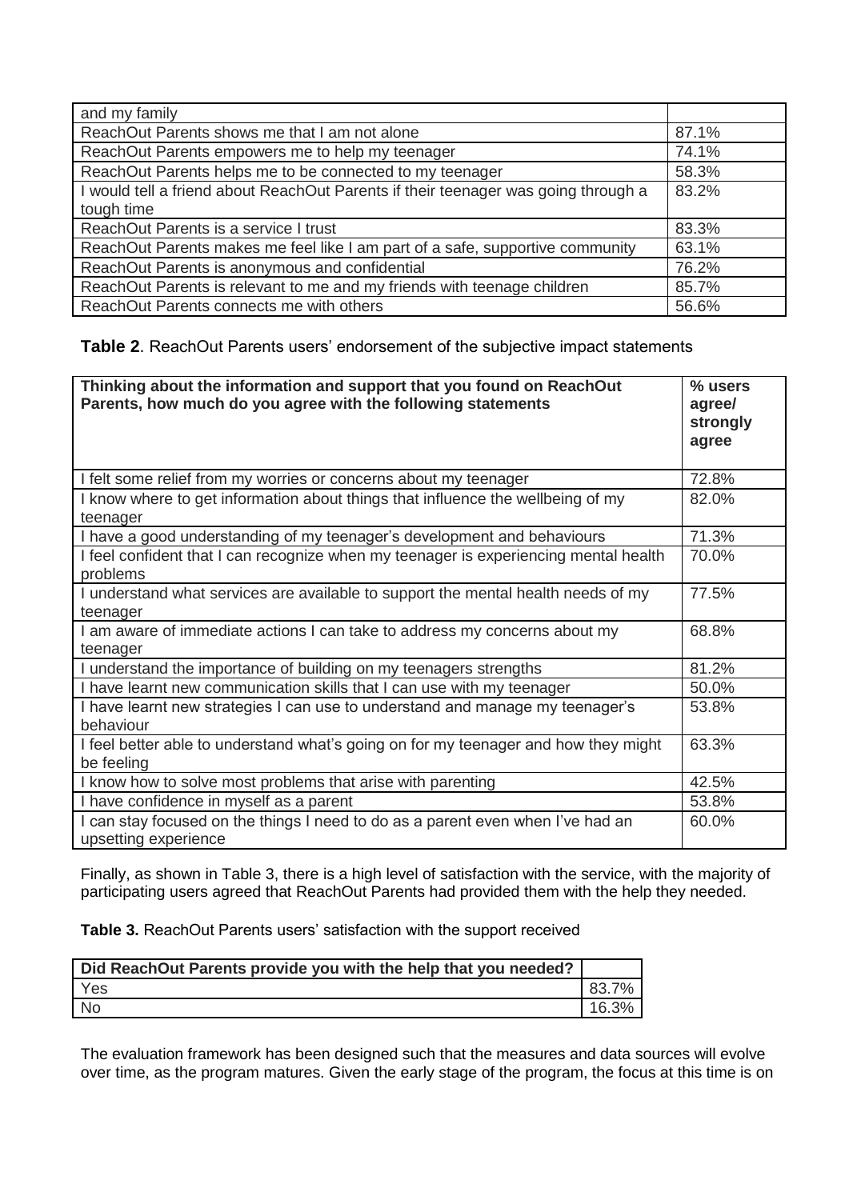| and my family | |
|---|---|
| ReachOut Parents shows me that I am not alone | 87.1% |
| ReachOut Parents empowers me to help my teenager | 74.1% |
| ReachOut Parents helps me to be connected to my teenager | 58.3% |
| I would tell a friend about ReachOut Parents if their teenager was going through a tough time | 83.2% |
| ReachOut Parents is a service I trust | 83.3% |
| ReachOut Parents makes me feel like I am part of a safe, supportive community | 63.1% |
| ReachOut Parents is anonymous and confidential | 76.2% |
| ReachOut Parents is relevant to me and my friends with teenage children | 85.7% |
| ReachOut Parents connects me with others | 56.6% |

**Table 2**. ReachOut Parents users' endorsement of the subjective impact statements

| Thinking about the information and support that you found on ReachOut Parents, how much do you agree with the following statements | % users agree/ strongly agree |
|---|---|
| I felt some relief from my worries or concerns about my teenager | 72.8% |
| I know where to get information about things that influence the wellbeing of my teenager | 82.0% |
| I have a good understanding of my teenager's development and behaviours | 71.3% |
| I feel confident that I can recognize when my teenager is experiencing mental health problems | 70.0% |
| I understand what services are available to support the mental health needs of my teenager | 77.5% |
| I am aware of immediate actions I can take to address my concerns about my teenager | 68.8% |
| I understand the importance of building on my teenagers strengths | 81.2% |
| I have learnt new communication skills that I can use with my teenager | 50.0% |
| I have learnt new strategies I can use to understand and manage my teenager's behaviour | 53.8% |
| I feel better able to understand what's going on for my teenager and how they might be feeling | 63.3% |
| I know how to solve most problems that arise with parenting | 42.5% |
| I have confidence in myself as a parent | 53.8% |
| I can stay focused on the things I need to do as a parent even when I've had an upsetting experience | 60.0% |

Finally, as shown in Table 3, there is a high level of satisfaction with the service, with the majority of participating users agreed that ReachOut Parents had provided them with the help they needed.

**Table 3.** ReachOut Parents users' satisfaction with the support received

| Did ReachOut Parents provide you with the help that you needed? | |
|---|---|
| Yes | 83.7% |
| No | 16.3% |

The evaluation framework has been designed such that the measures and data sources will evolve over time, as the program matures. Given the early stage of the program, the focus at this time is on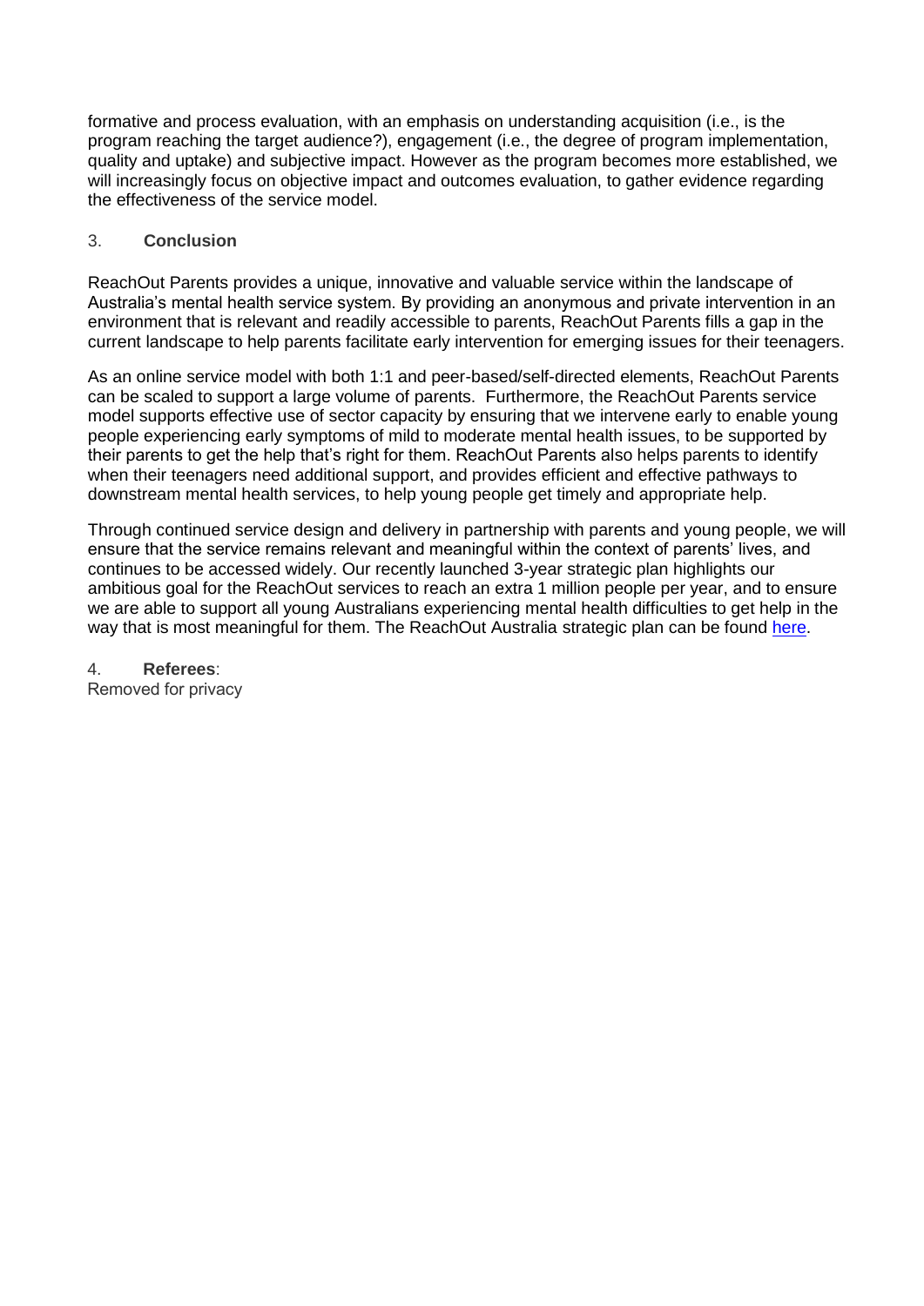formative and process evaluation, with an emphasis on understanding acquisition (i.e., is the program reaching the target audience?), engagement (i.e., the degree of program implementation, quality and uptake) and subjective impact. However as the program becomes more established, we will increasingly focus on objective impact and outcomes evaluation, to gather evidence regarding the effectiveness of the service model.

## 3. **Conclusion**

ReachOut Parents provides a unique, innovative and valuable service within the landscape of Australia's mental health service system. By providing an anonymous and private intervention in an environment that is relevant and readily accessible to parents, ReachOut Parents fills a gap in the current landscape to help parents facilitate early intervention for emerging issues for their teenagers.

As an online service model with both 1:1 and peer-based/self-directed elements, ReachOut Parents can be scaled to support a large volume of parents. Furthermore, the ReachOut Parents service model supports effective use of sector capacity by ensuring that we intervene early to enable young people experiencing early symptoms of mild to moderate mental health issues, to be supported by their parents to get the help that's right for them. ReachOut Parents also helps parents to identify when their teenagers need additional support, and provides efficient and effective pathways to downstream mental health services, to help young people get timely and appropriate help.

Through continued service design and delivery in partnership with parents and young people, we will ensure that the service remains relevant and meaningful within the context of parents' lives, and continues to be accessed widely. Our recently launched 3-year strategic plan highlights our ambitious goal for the ReachOut services to reach an extra 1 million people per year, and to ensure we are able to support all young Australians experiencing mental health difficulties to get help in the way that is most meaningful for them. The ReachOut Australia strategic plan can be found here.

## 4. **Referees**:

Removed for privacy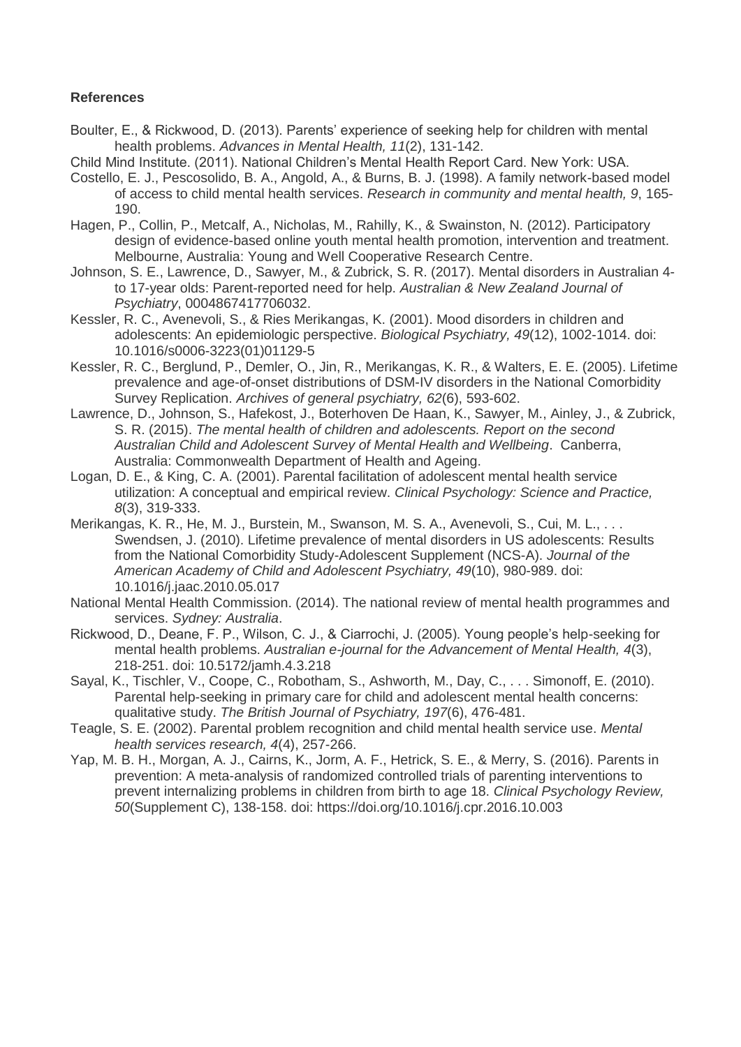**References**

Boulter, E., & Rickwood, D. (2013). Parents' experience of seeking help for children with mental health problems. *Advances in Mental Health, 11*(2), 131-142.

Child Mind Institute. (2011). National Children's Mental Health Report Card. New York: USA.

Costello, E. J., Pescosolido, B. A., Angold, A., & Burns, B. J. (1998). A family network-based model of access to child mental health services. *Research in community and mental health, 9*, 165-190.

Hagen, P., Collin, P., Metcalf, A., Nicholas, M., Rahilly, K., & Swainston, N. (2012). Participatory design of evidence-based online youth mental health promotion, intervention and treatment. Melbourne, Australia: Young and Well Cooperative Research Centre.

Johnson, S. E., Lawrence, D., Sawyer, M., & Zubrick, S. R. (2017). Mental disorders in Australian 4- to 17-year olds: Parent-reported need for help. *Australian & New Zealand Journal of Psychiatry*, 0004867417706032.

Kessler, R. C., Avenevoli, S., & Ries Merikangas, K. (2001). Mood disorders in children and adolescents: An epidemiologic perspective. *Biological Psychiatry, 49*(12), 1002-1014. doi: 10.1016/s0006-3223(01)01129-5

Kessler, R. C., Berglund, P., Demler, O., Jin, R., Merikangas, K. R., & Walters, E. E. (2005). Lifetime prevalence and age-of-onset distributions of DSM-IV disorders in the National Comorbidity Survey Replication. *Archives of general psychiatry, 62*(6), 593-602.

Lawrence, D., Johnson, S., Hafekost, J., Boterhoven De Haan, K., Sawyer, M., Ainley, J., & Zubrick, S. R. (2015). *The mental health of children and adolescents. Report on the second Australian Child and Adolescent Survey of Mental Health and Wellbeing*. Canberra, Australia: Commonwealth Department of Health and Ageing.

Logan, D. E., & King, C. A. (2001). Parental facilitation of adolescent mental health service utilization: A conceptual and empirical review. *Clinical Psychology: Science and Practice, 8*(3), 319-333.

Merikangas, K. R., He, M. J., Burstein, M., Swanson, M. S. A., Avenevoli, S., Cui, M. L., . . . Swendsen, J. (2010). Lifetime prevalence of mental disorders in US adolescents: Results from the National Comorbidity Study-Adolescent Supplement (NCS-A). *Journal of the American Academy of Child and Adolescent Psychiatry, 49*(10), 980-989. doi: 10.1016/j.jaac.2010.05.017

National Mental Health Commission. (2014). The national review of mental health programmes and services. *Sydney: Australia*.

Rickwood, D., Deane, F. P., Wilson, C. J., & Ciarrochi, J. (2005). Young people's help-seeking for mental health problems. *Australian e-journal for the Advancement of Mental Health, 4*(3), 218-251. doi: 10.5172/jamh.4.3.218

Sayal, K., Tischler, V., Coope, C., Robotham, S., Ashworth, M., Day, C., . . . Simonoff, E. (2010). Parental help-seeking in primary care for child and adolescent mental health concerns: qualitative study. *The British Journal of Psychiatry, 197*(6), 476-481.

Teagle, S. E. (2002). Parental problem recognition and child mental health service use. *Mental health services research, 4*(4), 257-266.

Yap, M. B. H., Morgan, A. J., Cairns, K., Jorm, A. F., Hetrick, S. E., & Merry, S. (2016). Parents in prevention: A meta-analysis of randomized controlled trials of parenting interventions to prevent internalizing problems in children from birth to age 18. *Clinical Psychology Review, 50*(Supplement C), 138-158. doi: https://doi.org/10.1016/j.cpr.2016.10.003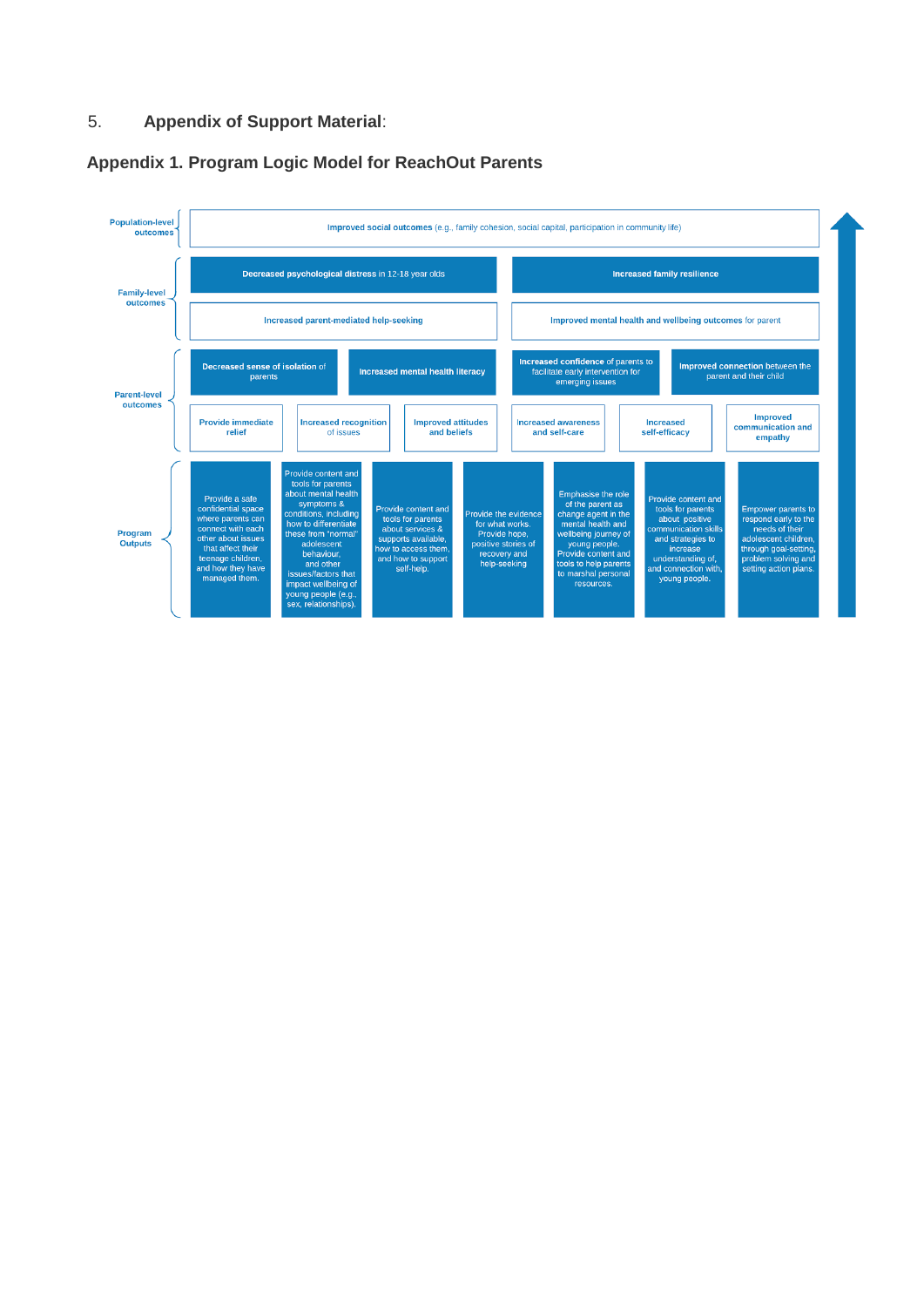5. **Appendix of Support Material**:

## Appendix 1. Program Logic Model for ReachOut Parents

**Population-level outcomes**

- **Improved social outcomes** (e.g., family cohesion, social capital, participation in community life)

**Family-level outcomes**

- **Decreased psychological distress** in 12-18 year olds
- **Increased family resilience**
- **Increased parent-mediated help-seeking**
- **Improved mental health and wellbeing outcomes** for parent

**Parent-level outcomes**

- **Decreased sense of isolation** of parents
- **Increased mental health literacy**
- **Increased confidence** of parents to facilitate early intervention for emerging issues
- **Improved connection** between the parent and their child
- **Provide immediate relief**
- **Increased recognition** of issues
- **Improved attitudes and beliefs**
- **Increased awareness and self-care**
- **Increased self-efficacy**
- **Improved communication and empathy**

**Program Outputs**

- Provide a safe confidential space where parents can connect with each other about issues that affect their teenage children, and how they have managed them.
- Provide content and tools for parents about mental health symptoms & conditions, including how to differentiate these from "normal" adolescent behaviour, and other issues/factors that impact wellbeing of young people (e.g., sex, relationships).
- Provide content and tools for parents about services & supports available, how to access them, and how to support self-help.
- Provide the evidence for what works. Provide hope, positive stories of recovery and help-seeking
- Emphasise the role of the parent as change agent in the mental health and wellbeing journey of young people. Provide content and tools to help parents to marshal personal resources.
- Provide content and tools for parents about positive communication skills and strategies to increase understanding of, and connection with, young people.
- Empower parents to respond early to the needs of their adolescent children, through goal-setting, problem solving and setting action plans.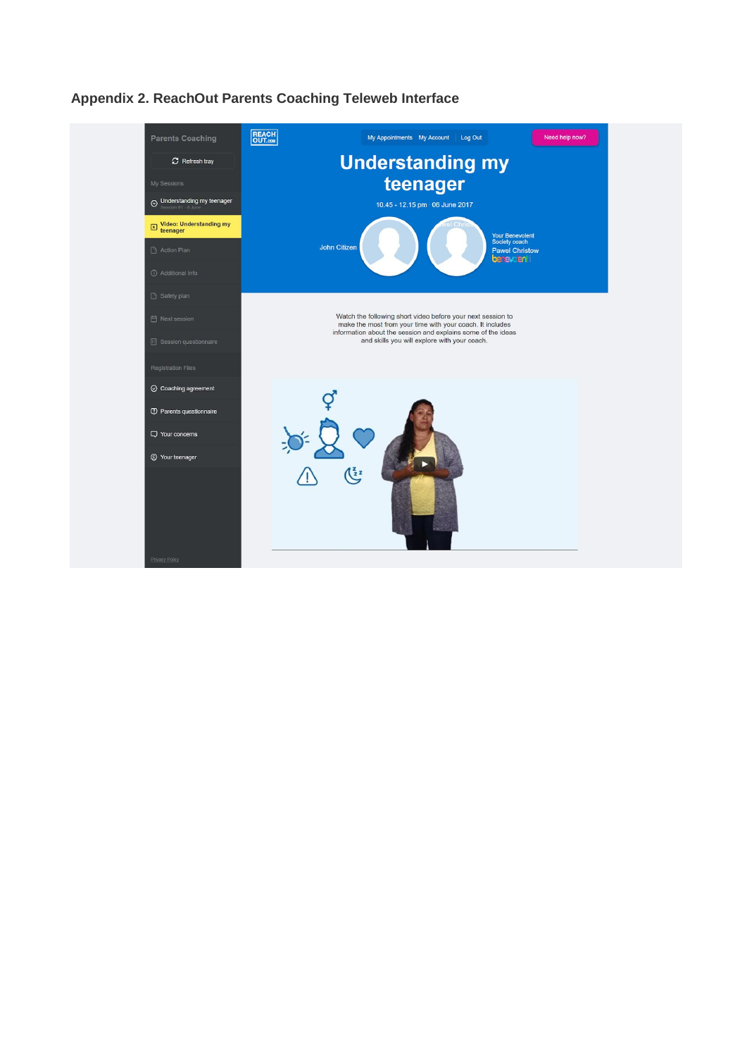**Appendix 2. ReachOut Parents Coaching Teleweb Interface**

Parents Coaching

Refresh tray

My Sessions

Understanding my teenager

Video: Understanding my teenager

Action Plan

Additional info

Safety plan

Next session

Session questionnaire

Registration Files

Coaching agreement

Parents questionnaire

Your concerns

Your teenager

Privacy Policy

REACH OUT.com

My Appointments My Account Log Out

Need help now?

# Understanding my teenager

10.45 - 12.15 pm · 06 June 2017

John Citizen

Your Benevolent Society coach

Pawel Christow

benevolent

Watch the following short video before your next session to make the most from your time with your coach. It includes information about the session and explains some of the ideas and skills you will explore with your coach.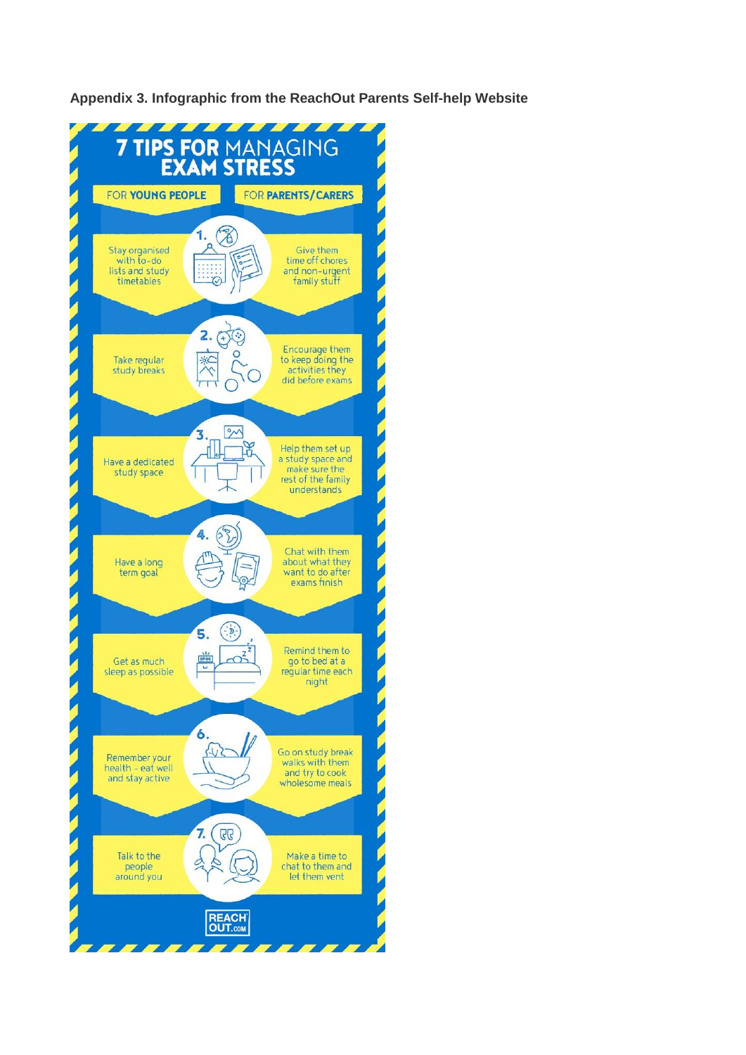**Appendix 3. Infographic from the ReachOut Parents Self-help Website**

# 7 TIPS FOR MANAGING EXAM STRESS

| FOR YOUNG PEOPLE | | FOR PARENTS/CARERS |
|---|---|---|
| Stay organised with to-do lists and study timetables | 1. | Give them time off chores and non-urgent family stuff |
| Take regular study breaks | 2. | Encourage them to keep doing the activities they did before exams |
| Have a dedicated study space | 3. | Help them set up a study space and make sure the rest of the family understands |
| Have a long term goal | 4. | Chat with them about what they want to do after exams finish |
| Get as much sleep as possible | 5. | Remind them to go to bed at a regular time each night |
| Remember your health - eat well and stay active | 6. | Go on study break walks with them and try to cook wholesome meals |
| Talk to the people around you | 7. | Make a time to chat to them and let them vent |

REACH OUT.COM